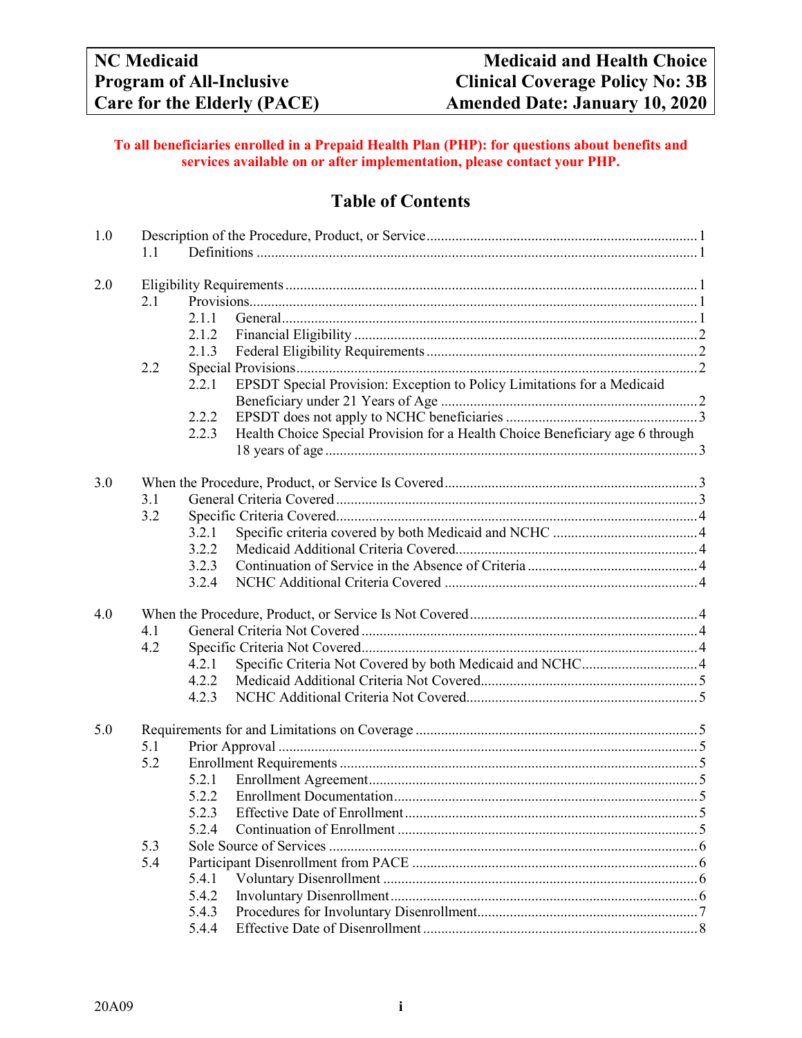| NC Medicaid<br>Program of All-Inclusive<br>Care for the Elderly (PACE) | Medicaid and Health Choice<br>Clinical Coverage Policy No: 3B<br>Amended Date: January 10, 2020 |
|---|---|

**To all beneficiaries enrolled in a Prepaid Health Plan (PHP): for questions about benefits and services available on or after implementation, please contact your PHP.**

# Table of Contents

- 1.0 Description of the Procedure, Product, or Service ... 1
  - 1.1 Definitions ... 1
- 2.0 Eligibility Requirements ... 1
  - 2.1 Provisions ... 1
    - 2.1.1 General ... 1
    - 2.1.2 Financial Eligibility ... 2
    - 2.1.3 Federal Eligibility Requirements ... 2
  - 2.2 Special Provisions ... 2
    - 2.2.1 EPSDT Special Provision: Exception to Policy Limitations for a Medicaid Beneficiary under 21 Years of Age ... 2
    - 2.2.2 EPSDT does not apply to NCHC beneficiaries ... 3
    - 2.2.3 Health Choice Special Provision for a Health Choice Beneficiary age 6 through 18 years of age ... 3
- 3.0 When the Procedure, Product, or Service Is Covered ... 3
  - 3.1 General Criteria Covered ... 3
  - 3.2 Specific Criteria Covered ... 4
    - 3.2.1 Specific criteria covered by both Medicaid and NCHC ... 4
    - 3.2.2 Medicaid Additional Criteria Covered ... 4
    - 3.2.3 Continuation of Service in the Absence of Criteria ... 4
    - 3.2.4 NCHC Additional Criteria Covered ... 4
- 4.0 When the Procedure, Product, or Service Is Not Covered ... 4
  - 4.1 General Criteria Not Covered ... 4
  - 4.2 Specific Criteria Not Covered ... 4
    - 4.2.1 Specific Criteria Not Covered by both Medicaid and NCHC ... 4
    - 4.2.2 Medicaid Additional Criteria Not Covered ... 5
    - 4.2.3 NCHC Additional Criteria Not Covered ... 5
- 5.0 Requirements for and Limitations on Coverage ... 5
  - 5.1 Prior Approval ... 5
  - 5.2 Enrollment Requirements ... 5
    - 5.2.1 Enrollment Agreement ... 5
    - 5.2.2 Enrollment Documentation ... 5
    - 5.2.3 Effective Date of Enrollment ... 5
    - 5.2.4 Continuation of Enrollment ... 5
  - 5.3 Sole Source of Services ... 6
  - 5.4 Participant Disenrollment from PACE ... 6
    - 5.4.1 Voluntary Disenrollment ... 6
    - 5.4.2 Involuntary Disenrollment ... 6
    - 5.4.3 Procedures for Involuntary Disenrollment ... 7
    - 5.4.4 Effective Date of Disenrollment ... 8

20A09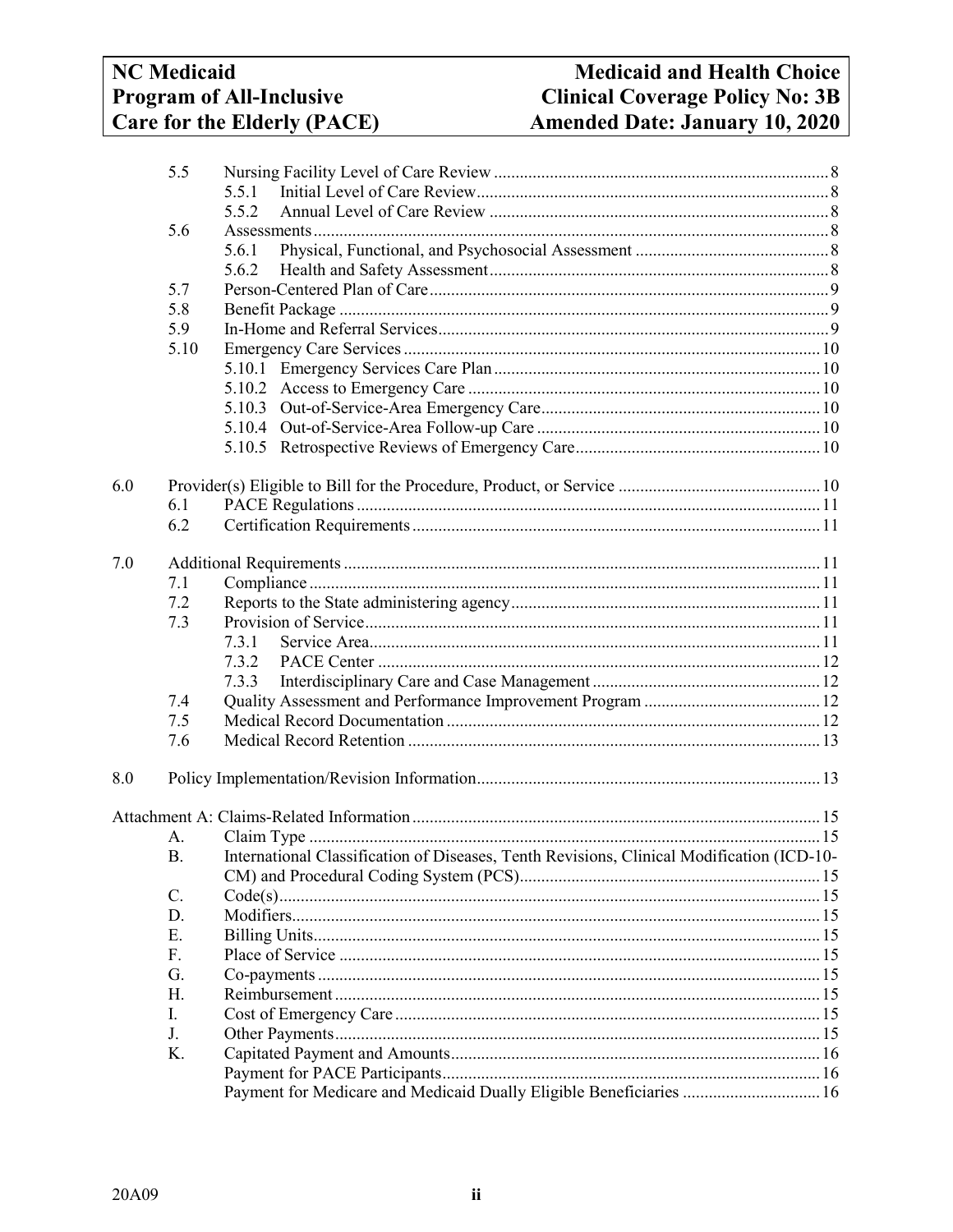| | | | |
|---|---|---|---|
| 5.5 | Nursing Facility Level of Care Review | | 8 |
| | 5.5.1 | Initial Level of Care Review | 8 |
| | 5.5.2 | Annual Level of Care Review | 8 |
| 5.6 | Assessments | | 8 |
| | 5.6.1 | Physical, Functional, and Psychosocial Assessment | 8 |
| | 5.6.2 | Health and Safety Assessment | 8 |
| 5.7 | Person-Centered Plan of Care | | 9 |
| 5.8 | Benefit Package | | 9 |
| 5.9 | In-Home and Referral Services | | 9 |
| 5.10 | Emergency Care Services | | 10 |
| | 5.10.1 | Emergency Services Care Plan | 10 |
| | 5.10.2 | Access to Emergency Care | 10 |
| | 5.10.3 | Out-of-Service-Area Emergency Care | 10 |
| | 5.10.4 | Out-of-Service-Area Follow-up Care | 10 |
| | 5.10.5 | Retrospective Reviews of Emergency Care | 10 |

6.0 Provider(s) Eligible to Bill for the Procedure, Product, or Service ..... 10
- 6.1 PACE Regulations ..... 11
- 6.2 Certification Requirements ..... 11

7.0 Additional Requirements ..... 11
- 7.1 Compliance ..... 11
- 7.2 Reports to the State administering agency ..... 11
- 7.3 Provision of Service ..... 11
  - 7.3.1 Service Area ..... 11
  - 7.3.2 PACE Center ..... 12
  - 7.3.3 Interdisciplinary Care and Case Management ..... 12
- 7.4 Quality Assessment and Performance Improvement Program ..... 12
- 7.5 Medical Record Documentation ..... 12
- 7.6 Medical Record Retention ..... 13

8.0 Policy Implementation/Revision Information ..... 13

Attachment A: Claims-Related Information ..... 15
- A. Claim Type ..... 15
- B. International Classification of Diseases, Tenth Revisions, Clinical Modification (ICD-10-CM) and Procedural Coding System (PCS) ..... 15
- C. Code(s) ..... 15
- D. Modifiers ..... 15
- E. Billing Units ..... 15
- F. Place of Service ..... 15
- G. Co-payments ..... 15
- H. Reimbursement ..... 15
- I. Cost of Emergency Care ..... 15
- J. Other Payments ..... 15
- K. Capitated Payment and Amounts ..... 16
  - Payment for PACE Participants ..... 16
  - Payment for Medicare and Medicaid Dually Eligible Beneficiaries ..... 16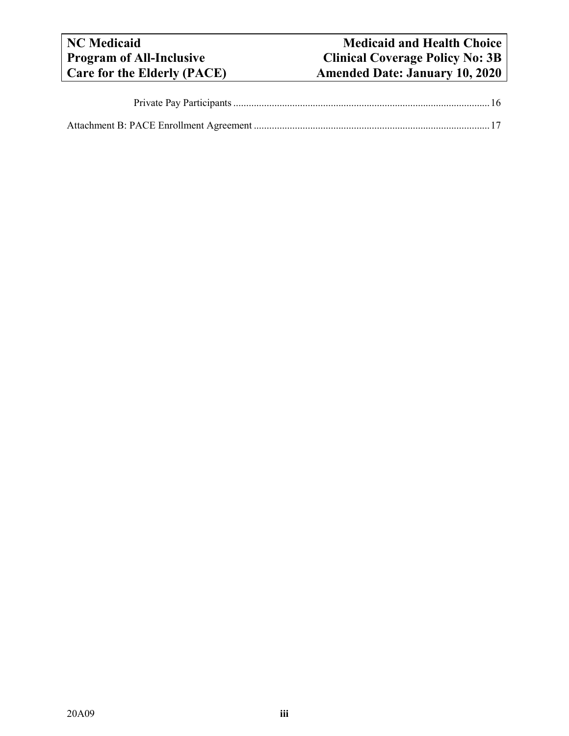Private Pay Participants .................................................................................................... 16

Attachment B: PACE Enrollment Agreement ........................................................................................... 17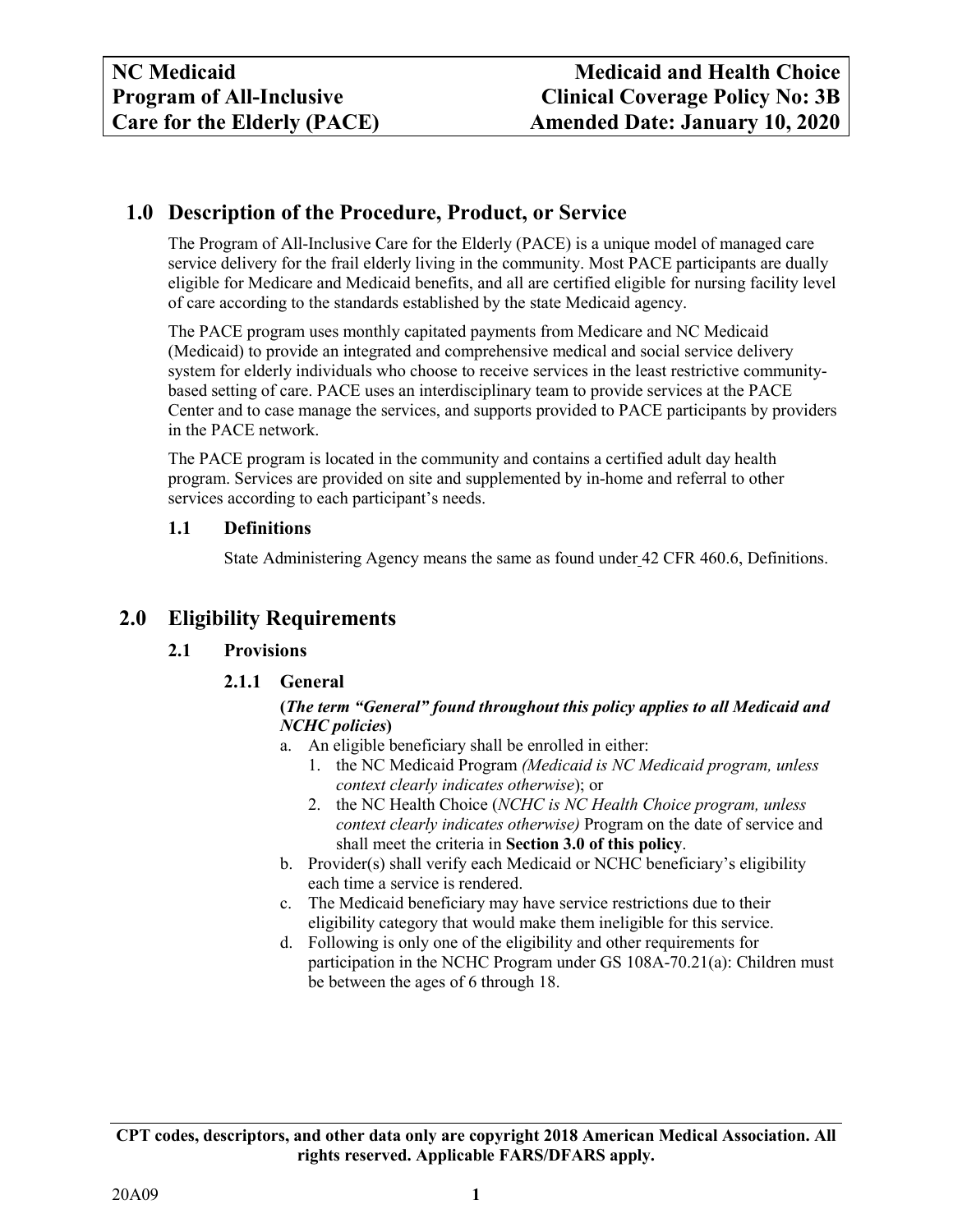## 1.0 Description of the Procedure, Product, or Service

The Program of All-Inclusive Care for the Elderly (PACE) is a unique model of managed care service delivery for the frail elderly living in the community. Most PACE participants are dually eligible for Medicare and Medicaid benefits, and all are certified eligible for nursing facility level of care according to the standards established by the state Medicaid agency.

The PACE program uses monthly capitated payments from Medicare and NC Medicaid (Medicaid) to provide an integrated and comprehensive medical and social service delivery system for elderly individuals who choose to receive services in the least restrictive community-based setting of care. PACE uses an interdisciplinary team to provide services at the PACE Center and to case manage the services, and supports provided to PACE participants by providers in the PACE network.

The PACE program is located in the community and contains a certified adult day health program. Services are provided on site and supplemented by in-home and referral to other services according to each participant's needs.

### 1.1 Definitions

State Administering Agency means the same as found under 42 CFR 460.6, Definitions.

## 2.0 Eligibility Requirements

### 2.1 Provisions

#### 2.1.1 General

**(*The term "General" found throughout this policy applies to all Medicaid and NCHC policies*)**

a. An eligible beneficiary shall be enrolled in either:
   1. the NC Medicaid Program *(Medicaid is NC Medicaid program, unless context clearly indicates otherwise*); or
   2. the NC Health Choice (*NCHC is NC Health Choice program, unless context clearly indicates otherwise)* Program on the date of service and shall meet the criteria in **Section 3.0 of this policy**.
b. Provider(s) shall verify each Medicaid or NCHC beneficiary's eligibility each time a service is rendered.
c. The Medicaid beneficiary may have service restrictions due to their eligibility category that would make them ineligible for this service.
d. Following is only one of the eligibility and other requirements for participation in the NCHC Program under GS 108A-70.21(a): Children must be between the ages of 6 through 18.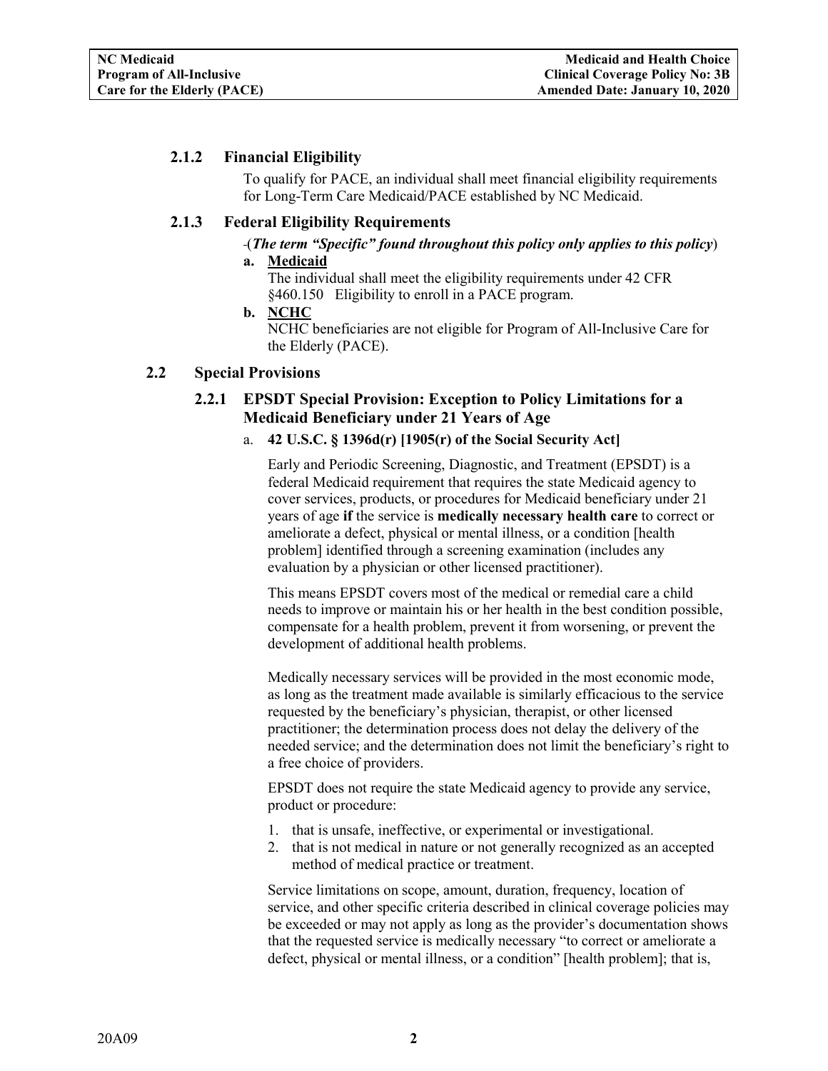### 2.1.2 Financial Eligibility

To qualify for PACE, an individual shall meet financial eligibility requirements for Long-Term Care Medicaid/PACE established by NC Medicaid.

### 2.1.3 Federal Eligibility Requirements

(***The term "Specific" found throughout this policy only applies to this policy***)

**a. Medicaid**

The individual shall meet the eligibility requirements under 42 CFR §460.150 Eligibility to enroll in a PACE program.

**b. NCHC**

NCHC beneficiaries are not eligible for Program of All-Inclusive Care for the Elderly (PACE).

## 2.2 Special Provisions

### 2.2.1 EPSDT Special Provision: Exception to Policy Limitations for a Medicaid Beneficiary under 21 Years of Age

a. **42 U.S.C. § 1396d(r) [1905(r) of the Social Security Act]**

Early and Periodic Screening, Diagnostic, and Treatment (EPSDT) is a federal Medicaid requirement that requires the state Medicaid agency to cover services, products, or procedures for Medicaid beneficiary under 21 years of age **if** the service is **medically necessary health care** to correct or ameliorate a defect, physical or mental illness, or a condition [health problem] identified through a screening examination (includes any evaluation by a physician or other licensed practitioner).

This means EPSDT covers most of the medical or remedial care a child needs to improve or maintain his or her health in the best condition possible, compensate for a health problem, prevent it from worsening, or prevent the development of additional health problems.

Medically necessary services will be provided in the most economic mode, as long as the treatment made available is similarly efficacious to the service requested by the beneficiary's physician, therapist, or other licensed practitioner; the determination process does not delay the delivery of the needed service; and the determination does not limit the beneficiary's right to a free choice of providers.

EPSDT does not require the state Medicaid agency to provide any service, product or procedure:

1. that is unsafe, ineffective, or experimental or investigational.
2. that is not medical in nature or not generally recognized as an accepted method of medical practice or treatment.

Service limitations on scope, amount, duration, frequency, location of service, and other specific criteria described in clinical coverage policies may be exceeded or may not apply as long as the provider's documentation shows that the requested service is medically necessary "to correct or ameliorate a defect, physical or mental illness, or a condition" [health problem]; that is,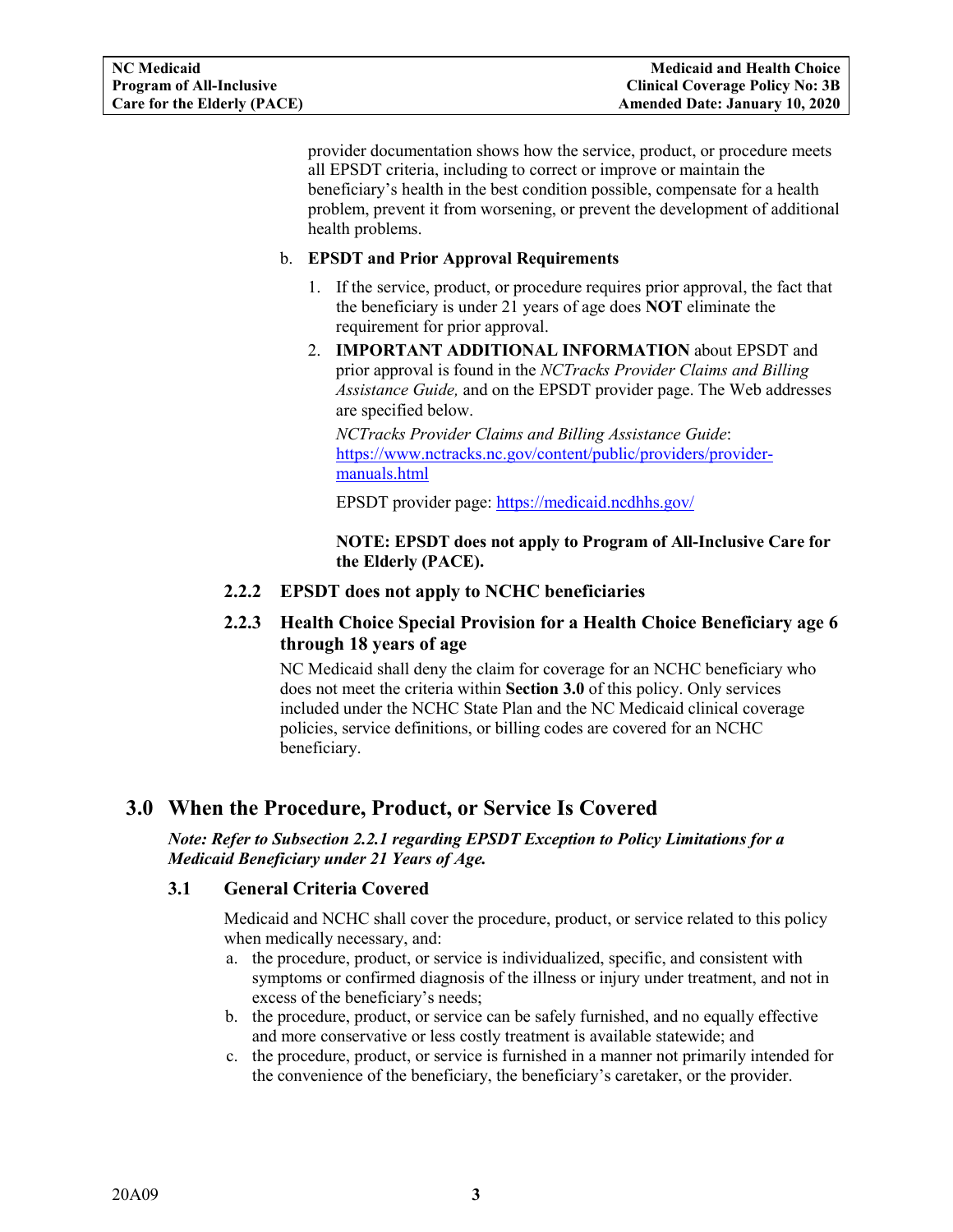provider documentation shows how the service, product, or procedure meets all EPSDT criteria, including to correct or improve or maintain the beneficiary's health in the best condition possible, compensate for a health problem, prevent it from worsening, or prevent the development of additional health problems.

b. **EPSDT and Prior Approval Requirements**

1. If the service, product, or procedure requires prior approval, the fact that the beneficiary is under 21 years of age does **NOT** eliminate the requirement for prior approval.
2. **IMPORTANT ADDITIONAL INFORMATION** about EPSDT and prior approval is found in the *NCTracks Provider Claims and Billing Assistance Guide,* and on the EPSDT provider page. The Web addresses are specified below.

   *NCTracks Provider Claims and Billing Assistance Guide*: [https://www.nctracks.nc.gov/content/public/providers/provider-manuals.html](https://www.nctracks.nc.gov/content/public/providers/provider-manuals.html)

   EPSDT provider page: [https://medicaid.ncdhhs.gov/](https://medicaid.ncdhhs.gov/)

   **NOTE: EPSDT does not apply to Program of All-Inclusive Care for the Elderly (PACE).**

### 2.2.2 EPSDT does not apply to NCHC beneficiaries

### 2.2.3 Health Choice Special Provision for a Health Choice Beneficiary age 6 through 18 years of age

NC Medicaid shall deny the claim for coverage for an NCHC beneficiary who does not meet the criteria within **Section 3.0** of this policy. Only services included under the NCHC State Plan and the NC Medicaid clinical coverage policies, service definitions, or billing codes are covered for an NCHC beneficiary.

## 3.0 When the Procedure, Product, or Service Is Covered

***Note: Refer to Subsection 2.2.1 regarding EPSDT Exception to Policy Limitations for a Medicaid Beneficiary under 21 Years of Age.***

### 3.1 General Criteria Covered

Medicaid and NCHC shall cover the procedure, product, or service related to this policy when medically necessary, and:

a. the procedure, product, or service is individualized, specific, and consistent with symptoms or confirmed diagnosis of the illness or injury under treatment, and not in excess of the beneficiary's needs;
b. the procedure, product, or service can be safely furnished, and no equally effective and more conservative or less costly treatment is available statewide; and
c. the procedure, product, or service is furnished in a manner not primarily intended for the convenience of the beneficiary, the beneficiary's caretaker, or the provider.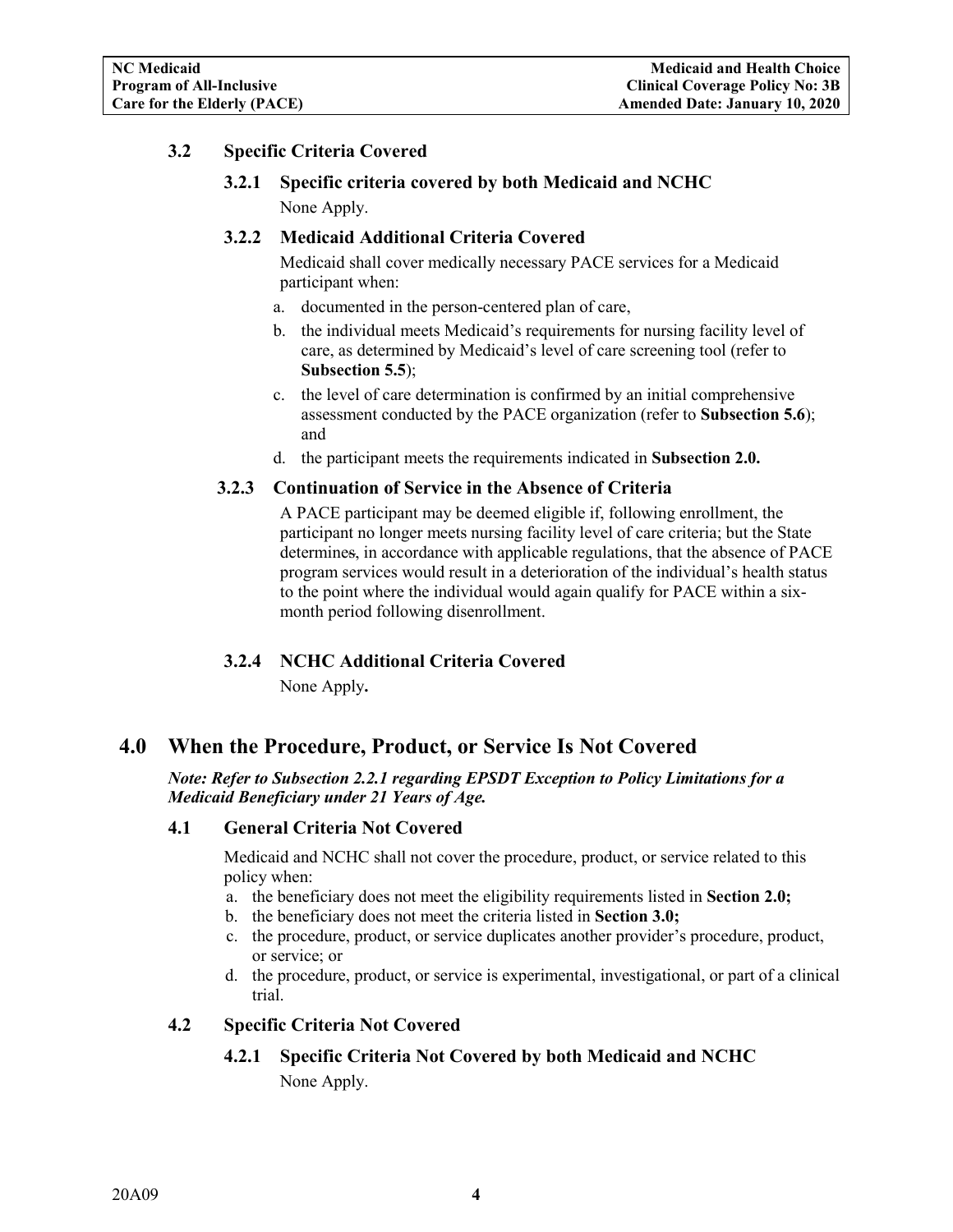### 3.2 Specific Criteria Covered

#### 3.2.1 Specific criteria covered by both Medicaid and NCHC

None Apply.

#### 3.2.2 Medicaid Additional Criteria Covered

Medicaid shall cover medically necessary PACE services for a Medicaid participant when:

a. documented in the person-centered plan of care,
b. the individual meets Medicaid's requirements for nursing facility level of care, as determined by Medicaid's level of care screening tool (refer to **Subsection 5.5**);
c. the level of care determination is confirmed by an initial comprehensive assessment conducted by the PACE organization (refer to **Subsection 5.6**); and
d. the participant meets the requirements indicated in **Subsection 2.0.**

#### 3.2.3 Continuation of Service in the Absence of Criteria

A PACE participant may be deemed eligible if, following enrollment, the participant no longer meets nursing facility level of care criteria; but the State determines, in accordance with applicable regulations, that the absence of PACE program services would result in a deterioration of the individual's health status to the point where the individual would again qualify for PACE within a six-month period following disenrollment.

#### 3.2.4 NCHC Additional Criteria Covered

None Apply**.**

## 4.0 When the Procedure, Product, or Service Is Not Covered

***Note: Refer to Subsection 2.2.1 regarding EPSDT Exception to Policy Limitations for a Medicaid Beneficiary under 21 Years of Age.***

### 4.1 General Criteria Not Covered

Medicaid and NCHC shall not cover the procedure, product, or service related to this policy when:

a. the beneficiary does not meet the eligibility requirements listed in **Section 2.0;**
b. the beneficiary does not meet the criteria listed in **Section 3.0;**
c. the procedure, product, or service duplicates another provider's procedure, product, or service; or
d. the procedure, product, or service is experimental, investigational, or part of a clinical trial.

### 4.2 Specific Criteria Not Covered

#### 4.2.1 Specific Criteria Not Covered by both Medicaid and NCHC

None Apply.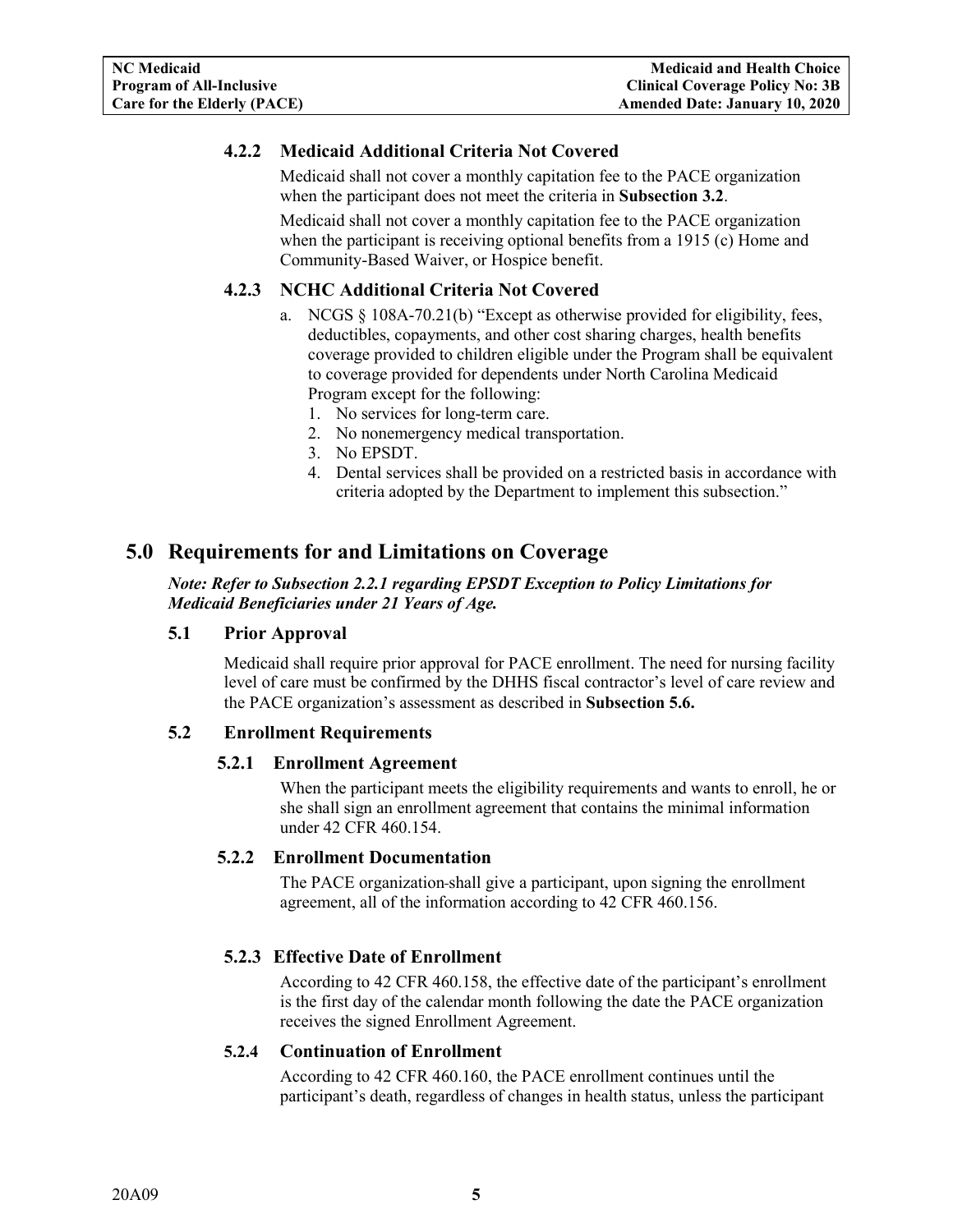#### 4.2.2 Medicaid Additional Criteria Not Covered

Medicaid shall not cover a monthly capitation fee to the PACE organization when the participant does not meet the criteria in **Subsection 3.2**.

Medicaid shall not cover a monthly capitation fee to the PACE organization when the participant is receiving optional benefits from a 1915 (c) Home and Community-Based Waiver, or Hospice benefit.

#### 4.2.3 NCHC Additional Criteria Not Covered

a. NCGS § 108A-70.21(b) "Except as otherwise provided for eligibility, fees, deductibles, copayments, and other cost sharing charges, health benefits coverage provided to children eligible under the Program shall be equivalent to coverage provided for dependents under North Carolina Medicaid Program except for the following:
   1. No services for long-term care.
   2. No nonemergency medical transportation.
   3. No EPSDT.
   4. Dental services shall be provided on a restricted basis in accordance with criteria adopted by the Department to implement this subsection."

## 5.0 Requirements for and Limitations on Coverage

***Note: Refer to Subsection 2.2.1 regarding EPSDT Exception to Policy Limitations for Medicaid Beneficiaries under 21 Years of Age.***

### 5.1 Prior Approval

Medicaid shall require prior approval for PACE enrollment. The need for nursing facility level of care must be confirmed by the DHHS fiscal contractor's level of care review and the PACE organization's assessment as described in **Subsection 5.6.**

### 5.2 Enrollment Requirements

#### 5.2.1 Enrollment Agreement

When the participant meets the eligibility requirements and wants to enroll, he or she shall sign an enrollment agreement that contains the minimal information under 42 CFR 460.154.

#### 5.2.2 Enrollment Documentation

The PACE organization shall give a participant, upon signing the enrollment agreement, all of the information according to 42 CFR 460.156.

#### 5.2.3 Effective Date of Enrollment

According to 42 CFR 460.158, the effective date of the participant's enrollment is the first day of the calendar month following the date the PACE organization receives the signed Enrollment Agreement.

#### 5.2.4 Continuation of Enrollment

According to 42 CFR 460.160, the PACE enrollment continues until the participant's death, regardless of changes in health status, unless the participant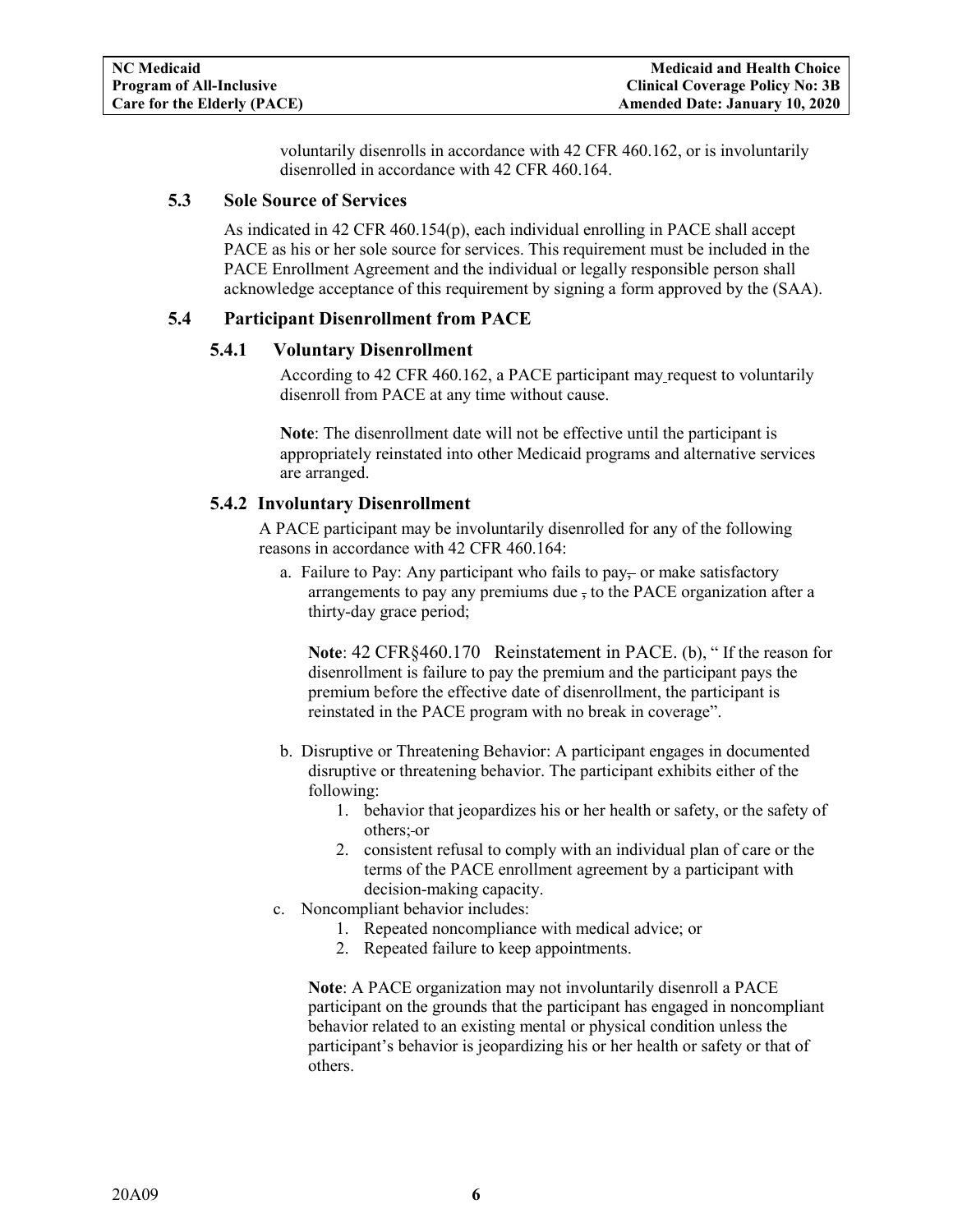voluntarily disenrolls in accordance with 42 CFR 460.162, or is involuntarily disenrolled in accordance with 42 CFR 460.164.

### 5.3 Sole Source of Services

As indicated in 42 CFR 460.154(p), each individual enrolling in PACE shall accept PACE as his or her sole source for services. This requirement must be included in the PACE Enrollment Agreement and the individual or legally responsible person shall acknowledge acceptance of this requirement by signing a form approved by the (SAA).

### 5.4 Participant Disenrollment from PACE

#### 5.4.1 Voluntary Disenrollment

According to 42 CFR 460.162, a PACE participant may request to voluntarily disenroll from PACE at any time without cause.

**Note**: The disenrollment date will not be effective until the participant is appropriately reinstated into other Medicaid programs and alternative services are arranged.

#### 5.4.2 Involuntary Disenrollment

A PACE participant may be involuntarily disenrolled for any of the following reasons in accordance with 42 CFR 460.164:

a. Failure to Pay: Any participant who fails to pay, or make satisfactory arrangements to pay any premiums due , to the PACE organization after a thirty-day grace period;

   **Note**: 42 CFR§460.170 Reinstatement in PACE. (b), " If the reason for disenrollment is failure to pay the premium and the participant pays the premium before the effective date of disenrollment, the participant is reinstated in the PACE program with no break in coverage".

b. Disruptive or Threatening Behavior: A participant engages in documented disruptive or threatening behavior. The participant exhibits either of the following:
   1. behavior that jeopardizes his or her health or safety, or the safety of others; or
   2. consistent refusal to comply with an individual plan of care or the terms of the PACE enrollment agreement by a participant with decision-making capacity.

c. Noncompliant behavior includes:
   1. Repeated noncompliance with medical advice; or
   2. Repeated failure to keep appointments.

   **Note**: A PACE organization may not involuntarily disenroll a PACE participant on the grounds that the participant has engaged in noncompliant behavior related to an existing mental or physical condition unless the participant's behavior is jeopardizing his or her health or safety or that of others.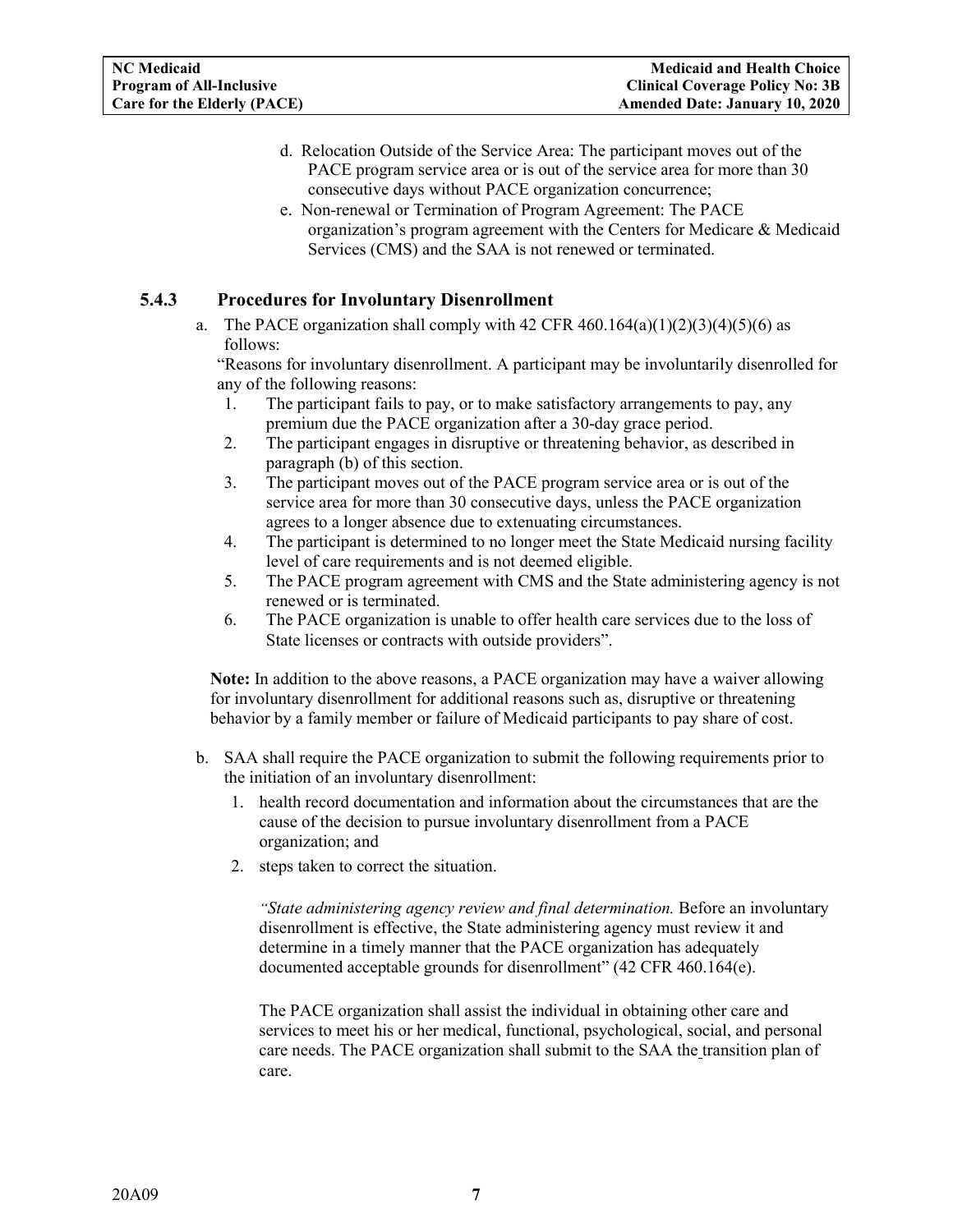d. Relocation Outside of the Service Area: The participant moves out of the PACE program service area or is out of the service area for more than 30 consecutive days without PACE organization concurrence;

e. Non-renewal or Termination of Program Agreement: The PACE organization's program agreement with the Centers for Medicare & Medicaid Services (CMS) and the SAA is not renewed or terminated.

### 5.4.3 Procedures for Involuntary Disenrollment

a. The PACE organization shall comply with 42 CFR 460.164(a)(1)(2)(3)(4)(5)(6) as follows:

"Reasons for involuntary disenrollment. A participant may be involuntarily disenrolled for any of the following reasons:

1. The participant fails to pay, or to make satisfactory arrangements to pay, any premium due the PACE organization after a 30-day grace period.
2. The participant engages in disruptive or threatening behavior, as described in paragraph (b) of this section.
3. The participant moves out of the PACE program service area or is out of the service area for more than 30 consecutive days, unless the PACE organization agrees to a longer absence due to extenuating circumstances.
4. The participant is determined to no longer meet the State Medicaid nursing facility level of care requirements and is not deemed eligible.
5. The PACE program agreement with CMS and the State administering agency is not renewed or is terminated.
6. The PACE organization is unable to offer health care services due to the loss of State licenses or contracts with outside providers".

**Note:** In addition to the above reasons, a PACE organization may have a waiver allowing for involuntary disenrollment for additional reasons such as, disruptive or threatening behavior by a family member or failure of Medicaid participants to pay share of cost.

b. SAA shall require the PACE organization to submit the following requirements prior to the initiation of an involuntary disenrollment:

1. health record documentation and information about the circumstances that are the cause of the decision to pursue involuntary disenrollment from a PACE organization; and
2. steps taken to correct the situation.

*"State administering agency review and final determination.* Before an involuntary disenrollment is effective, the State administering agency must review it and determine in a timely manner that the PACE organization has adequately documented acceptable grounds for disenrollment" (42 CFR 460.164(e).

The PACE organization shall assist the individual in obtaining other care and services to meet his or her medical, functional, psychological, social, and personal care needs. The PACE organization shall submit to the SAA the transition plan of care.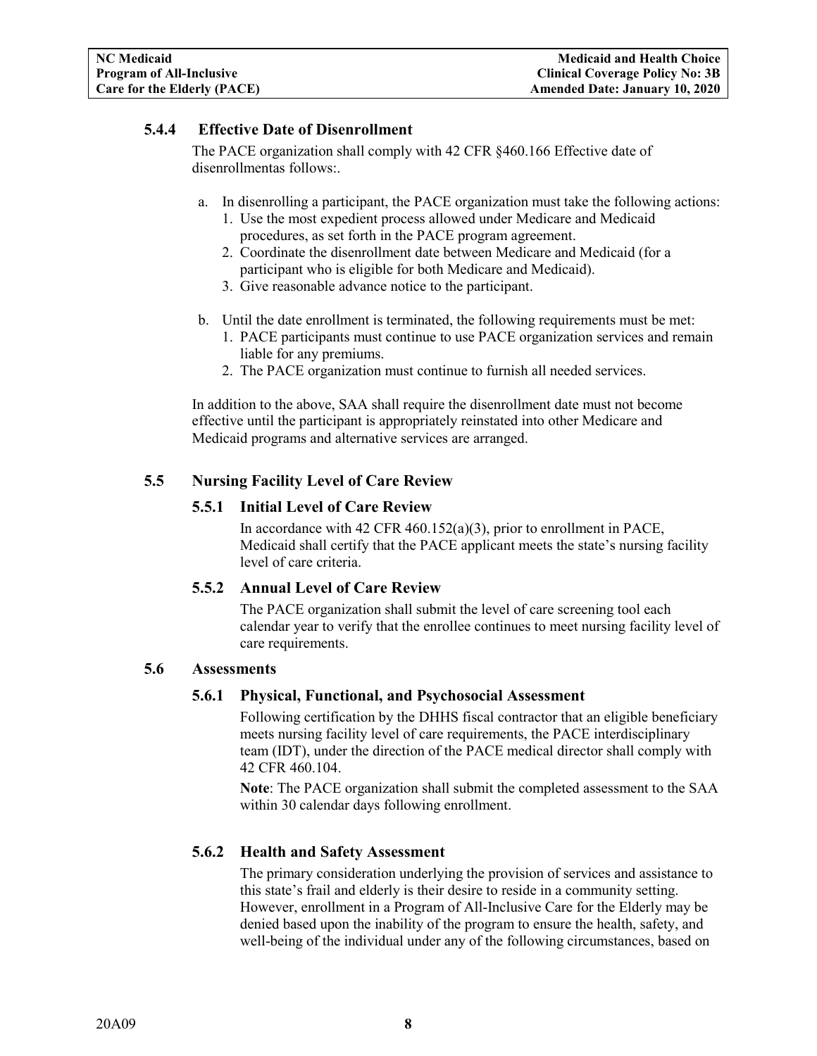### 5.4.4 Effective Date of Disenrollment

The PACE organization shall comply with 42 CFR §460.166 Effective date of disenrollmentas follows:.

a. In disenrolling a participant, the PACE organization must take the following actions:
   1. Use the most expedient process allowed under Medicare and Medicaid procedures, as set forth in the PACE program agreement.
   2. Coordinate the disenrollment date between Medicare and Medicaid (for a participant who is eligible for both Medicare and Medicaid).
   3. Give reasonable advance notice to the participant.

b. Until the date enrollment is terminated, the following requirements must be met:
   1. PACE participants must continue to use PACE organization services and remain liable for any premiums.
   2. The PACE organization must continue to furnish all needed services.

In addition to the above, SAA shall require the disenrollment date must not become effective until the participant is appropriately reinstated into other Medicare and Medicaid programs and alternative services are arranged.

## 5.5 Nursing Facility Level of Care Review

### 5.5.1 Initial Level of Care Review

In accordance with 42 CFR 460.152(a)(3), prior to enrollment in PACE, Medicaid shall certify that the PACE applicant meets the state's nursing facility level of care criteria.

### 5.5.2 Annual Level of Care Review

The PACE organization shall submit the level of care screening tool each calendar year to verify that the enrollee continues to meet nursing facility level of care requirements.

## 5.6 Assessments

### 5.6.1 Physical, Functional, and Psychosocial Assessment

Following certification by the DHHS fiscal contractor that an eligible beneficiary meets nursing facility level of care requirements, the PACE interdisciplinary team (IDT), under the direction of the PACE medical director shall comply with 42 CFR 460.104.

**Note**: The PACE organization shall submit the completed assessment to the SAA within 30 calendar days following enrollment.

### 5.6.2 Health and Safety Assessment

The primary consideration underlying the provision of services and assistance to this state's frail and elderly is their desire to reside in a community setting. However, enrollment in a Program of All-Inclusive Care for the Elderly may be denied based upon the inability of the program to ensure the health, safety, and well-being of the individual under any of the following circumstances, based on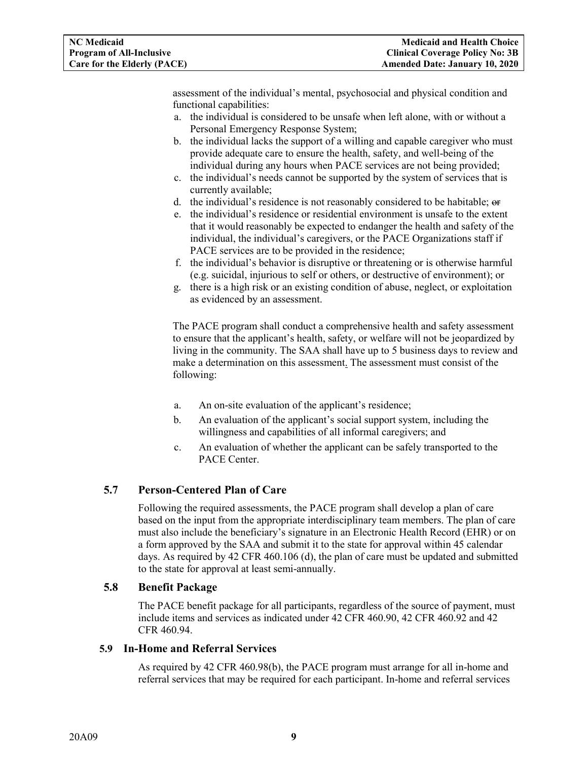assessment of the individual's mental, psychosocial and physical condition and functional capabilities:

a. the individual is considered to be unsafe when left alone, with or without a Personal Emergency Response System;
b. the individual lacks the support of a willing and capable caregiver who must provide adequate care to ensure the health, safety, and well-being of the individual during any hours when PACE services are not being provided;
c. the individual's needs cannot be supported by the system of services that is currently available;
d. the individual's residence is not reasonably considered to be habitable; ~~or~~
e. the individual's residence or residential environment is unsafe to the extent that it would reasonably be expected to endanger the health and safety of the individual, the individual's caregivers, or the PACE Organizations staff if PACE services are to be provided in the residence;
f. the individual's behavior is disruptive or threatening or is otherwise harmful (e.g. suicidal, injurious to self or others, or destructive of environment); or
g. there is a high risk or an existing condition of abuse, neglect, or exploitation as evidenced by an assessment.

The PACE program shall conduct a comprehensive health and safety assessment to ensure that the applicant's health, safety, or welfare will not be jeopardized by living in the community. The SAA shall have up to 5 business days to review and make a determination on this assessment. The assessment must consist of the following:

a. An on-site evaluation of the applicant's residence;
b. An evaluation of the applicant's social support system, including the willingness and capabilities of all informal caregivers; and
c. An evaluation of whether the applicant can be safely transported to the PACE Center.

### 5.7 Person-Centered Plan of Care

Following the required assessments, the PACE program shall develop a plan of care based on the input from the appropriate interdisciplinary team members. The plan of care must also include the beneficiary's signature in an Electronic Health Record (EHR) or on a form approved by the SAA and submit it to the state for approval within 45 calendar days. As required by 42 CFR 460.106 (d), the plan of care must be updated and submitted to the state for approval at least semi-annually.

### 5.8 Benefit Package

The PACE benefit package for all participants, regardless of the source of payment, must include items and services as indicated under 42 CFR 460.90, 42 CFR 460.92 and 42 CFR 460.94.

### 5.9 In-Home and Referral Services

As required by 42 CFR 460.98(b), the PACE program must arrange for all in-home and referral services that may be required for each participant. In-home and referral services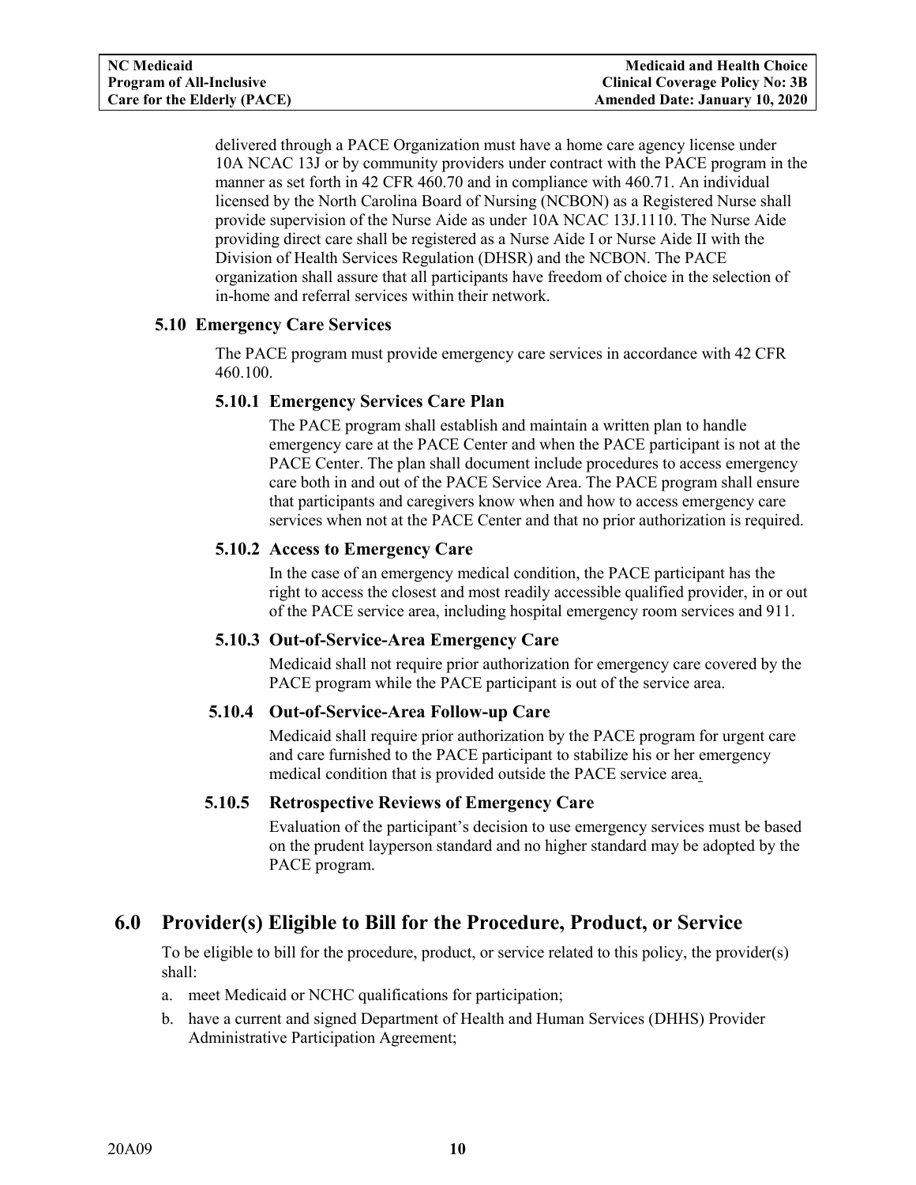delivered through a PACE Organization must have a home care agency license under 10A NCAC 13J or by community providers under contract with the PACE program in the manner as set forth in 42 CFR 460.70 and in compliance with 460.71. An individual licensed by the North Carolina Board of Nursing (NCBON) as a Registered Nurse shall provide supervision of the Nurse Aide as under 10A NCAC 13J.1110. The Nurse Aide providing direct care shall be registered as a Nurse Aide I or Nurse Aide II with the Division of Health Services Regulation (DHSR) and the NCBON. The PACE organization shall assure that all participants have freedom of choice in the selection of in-home and referral services within their network.

### 5.10 Emergency Care Services

The PACE program must provide emergency care services in accordance with 42 CFR 460.100.

#### 5.10.1 Emergency Services Care Plan

The PACE program shall establish and maintain a written plan to handle emergency care at the PACE Center and when the PACE participant is not at the PACE Center. The plan shall document include procedures to access emergency care both in and out of the PACE Service Area. The PACE program shall ensure that participants and caregivers know when and how to access emergency care services when not at the PACE Center and that no prior authorization is required.

#### 5.10.2 Access to Emergency Care

In the case of an emergency medical condition, the PACE participant has the right to access the closest and most readily accessible qualified provider, in or out of the PACE service area, including hospital emergency room services and 911.

#### 5.10.3 Out-of-Service-Area Emergency Care

Medicaid shall not require prior authorization for emergency care covered by the PACE program while the PACE participant is out of the service area.

#### 5.10.4 Out-of-Service-Area Follow-up Care

Medicaid shall require prior authorization by the PACE program for urgent care and care furnished to the PACE participant to stabilize his or her emergency medical condition that is provided outside the PACE service area.

#### 5.10.5 Retrospective Reviews of Emergency Care

Evaluation of the participant's decision to use emergency services must be based on the prudent layperson standard and no higher standard may be adopted by the PACE program.

## 6.0 Provider(s) Eligible to Bill for the Procedure, Product, or Service

To be eligible to bill for the procedure, product, or service related to this policy, the provider(s) shall:

a. meet Medicaid or NCHC qualifications for participation;
b. have a current and signed Department of Health and Human Services (DHHS) Provider Administrative Participation Agreement;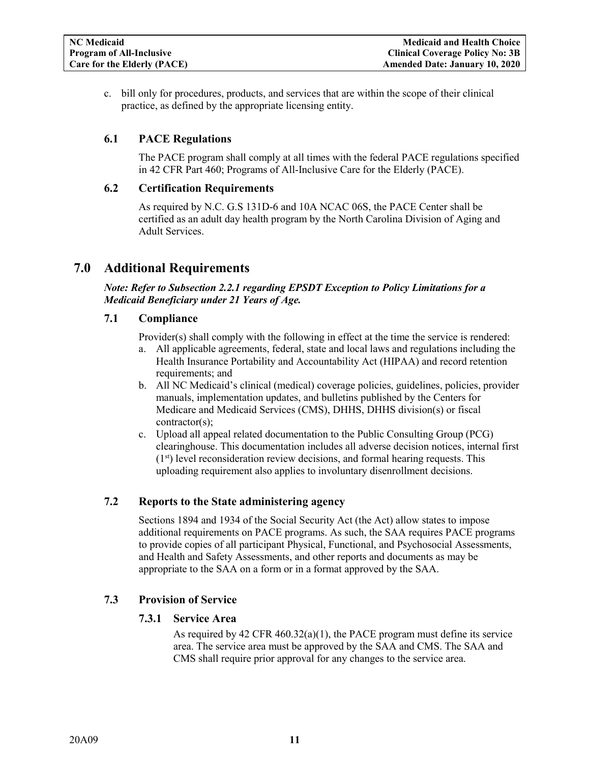c. bill only for procedures, products, and services that are within the scope of their clinical practice, as defined by the appropriate licensing entity.

### 6.1 PACE Regulations

The PACE program shall comply at all times with the federal PACE regulations specified in 42 CFR Part 460; Programs of All-Inclusive Care for the Elderly (PACE).

### 6.2 Certification Requirements

As required by N.C. G.S 131D-6 and 10A NCAC 06S, the PACE Center shall be certified as an adult day health program by the North Carolina Division of Aging and Adult Services.

## 7.0 Additional Requirements

***Note: Refer to Subsection 2.2.1 regarding EPSDT Exception to Policy Limitations for a Medicaid Beneficiary under 21 Years of Age.***

### 7.1 Compliance

Provider(s) shall comply with the following in effect at the time the service is rendered:

a. All applicable agreements, federal, state and local laws and regulations including the Health Insurance Portability and Accountability Act (HIPAA) and record retention requirements; and
b. All NC Medicaid's clinical (medical) coverage policies, guidelines, policies, provider manuals, implementation updates, and bulletins published by the Centers for Medicare and Medicaid Services (CMS), DHHS, DHHS division(s) or fiscal contractor(s);
c. Upload all appeal related documentation to the Public Consulting Group (PCG) clearinghouse. This documentation includes all adverse decision notices, internal first (1st) level reconsideration review decisions, and formal hearing requests. This uploading requirement also applies to involuntary disenrollment decisions.

### 7.2 Reports to the State administering agency

Sections 1894 and 1934 of the Social Security Act (the Act) allow states to impose additional requirements on PACE programs. As such, the SAA requires PACE programs to provide copies of all participant Physical, Functional, and Psychosocial Assessments, and Health and Safety Assessments, and other reports and documents as may be appropriate to the SAA on a form or in a format approved by the SAA.

### 7.3 Provision of Service

#### 7.3.1 Service Area

As required by 42 CFR 460.32(a)(1), the PACE program must define its service area. The service area must be approved by the SAA and CMS. The SAA and CMS shall require prior approval for any changes to the service area.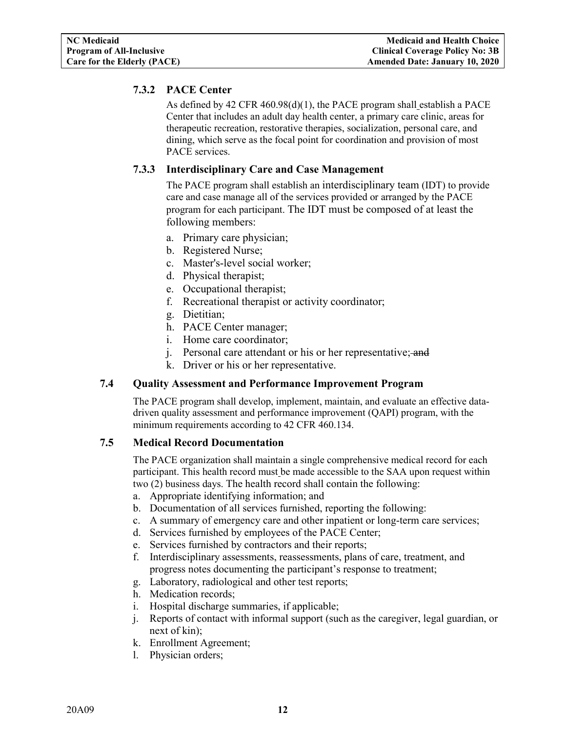### 7.3.2 PACE Center

As defined by 42 CFR 460.98(d)(1), the PACE program shall establish a PACE Center that includes an adult day health center, a primary care clinic, areas for therapeutic recreation, restorative therapies, socialization, personal care, and dining, which serve as the focal point for coordination and provision of most PACE services.

### 7.3.3 Interdisciplinary Care and Case Management

The PACE program shall establish an interdisciplinary team (IDT) to provide care and case manage all of the services provided or arranged by the PACE program for each participant. The IDT must be composed of at least the following members:

a. Primary care physician;
b. Registered Nurse;
c. Master's-level social worker;
d. Physical therapist;
e. Occupational therapist;
f. Recreational therapist or activity coordinator;
g. Dietitian;
h. PACE Center manager;
i. Home care coordinator;
j. Personal care attendant or his or her representative; ~~and~~
k. Driver or his or her representative.

## 7.4 Quality Assessment and Performance Improvement Program

The PACE program shall develop, implement, maintain, and evaluate an effective data-driven quality assessment and performance improvement (QAPI) program, with the minimum requirements according to 42 CFR 460.134.

## 7.5 Medical Record Documentation

The PACE organization shall maintain a single comprehensive medical record for each participant. This health record must be made accessible to the SAA upon request within two (2) business days. The health record shall contain the following:

a. Appropriate identifying information; and
b. Documentation of all services furnished, reporting the following:
c. A summary of emergency care and other inpatient or long-term care services;
d. Services furnished by employees of the PACE Center;
e. Services furnished by contractors and their reports;
f. Interdisciplinary assessments, reassessments, plans of care, treatment, and progress notes documenting the participant's response to treatment;
g. Laboratory, radiological and other test reports;
h. Medication records;
i. Hospital discharge summaries, if applicable;
j. Reports of contact with informal support (such as the caregiver, legal guardian, or next of kin);
k. Enrollment Agreement;
l. Physician orders;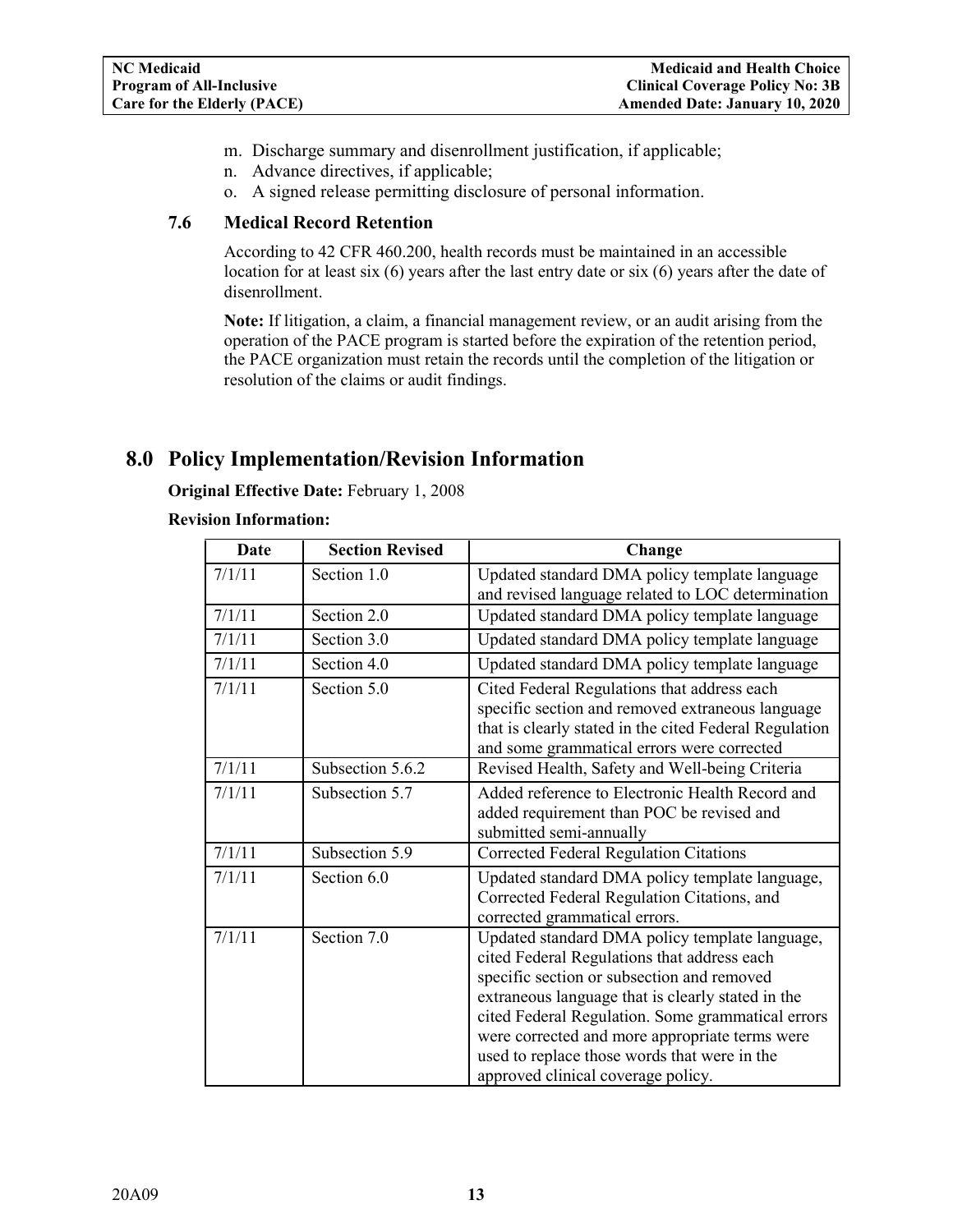m. Discharge summary and disenrollment justification, if applicable;
n. Advance directives, if applicable;
o. A signed release permitting disclosure of personal information.

### 7.6 Medical Record Retention

According to 42 CFR 460.200, health records must be maintained in an accessible location for at least six (6) years after the last entry date or six (6) years after the date of disenrollment.

**Note:** If litigation, a claim, a financial management review, or an audit arising from the operation of the PACE program is started before the expiration of the retention period, the PACE organization must retain the records until the completion of the litigation or resolution of the claims or audit findings.

## 8.0 Policy Implementation/Revision Information

**Original Effective Date:** February 1, 2008

**Revision Information:**

| Date | Section Revised | Change |
|---|---|---|
| 7/1/11 | Section 1.0 | Updated standard DMA policy template language and revised language related to LOC determination |
| 7/1/11 | Section 2.0 | Updated standard DMA policy template language |
| 7/1/11 | Section 3.0 | Updated standard DMA policy template language |
| 7/1/11 | Section 4.0 | Updated standard DMA policy template language |
| 7/1/11 | Section 5.0 | Cited Federal Regulations that address each specific section and removed extraneous language that is clearly stated in the cited Federal Regulation and some grammatical errors were corrected |
| 7/1/11 | Subsection 5.6.2 | Revised Health, Safety and Well-being Criteria |
| 7/1/11 | Subsection 5.7 | Added reference to Electronic Health Record and added requirement than POC be revised and submitted semi-annually |
| 7/1/11 | Subsection 5.9 | Corrected Federal Regulation Citations |
| 7/1/11 | Section 6.0 | Updated standard DMA policy template language, Corrected Federal Regulation Citations, and corrected grammatical errors. |
| 7/1/11 | Section 7.0 | Updated standard DMA policy template language, cited Federal Regulations that address each specific section or subsection and removed extraneous language that is clearly stated in the cited Federal Regulation. Some grammatical errors were corrected and more appropriate terms were used to replace those words that were in the approved clinical coverage policy. |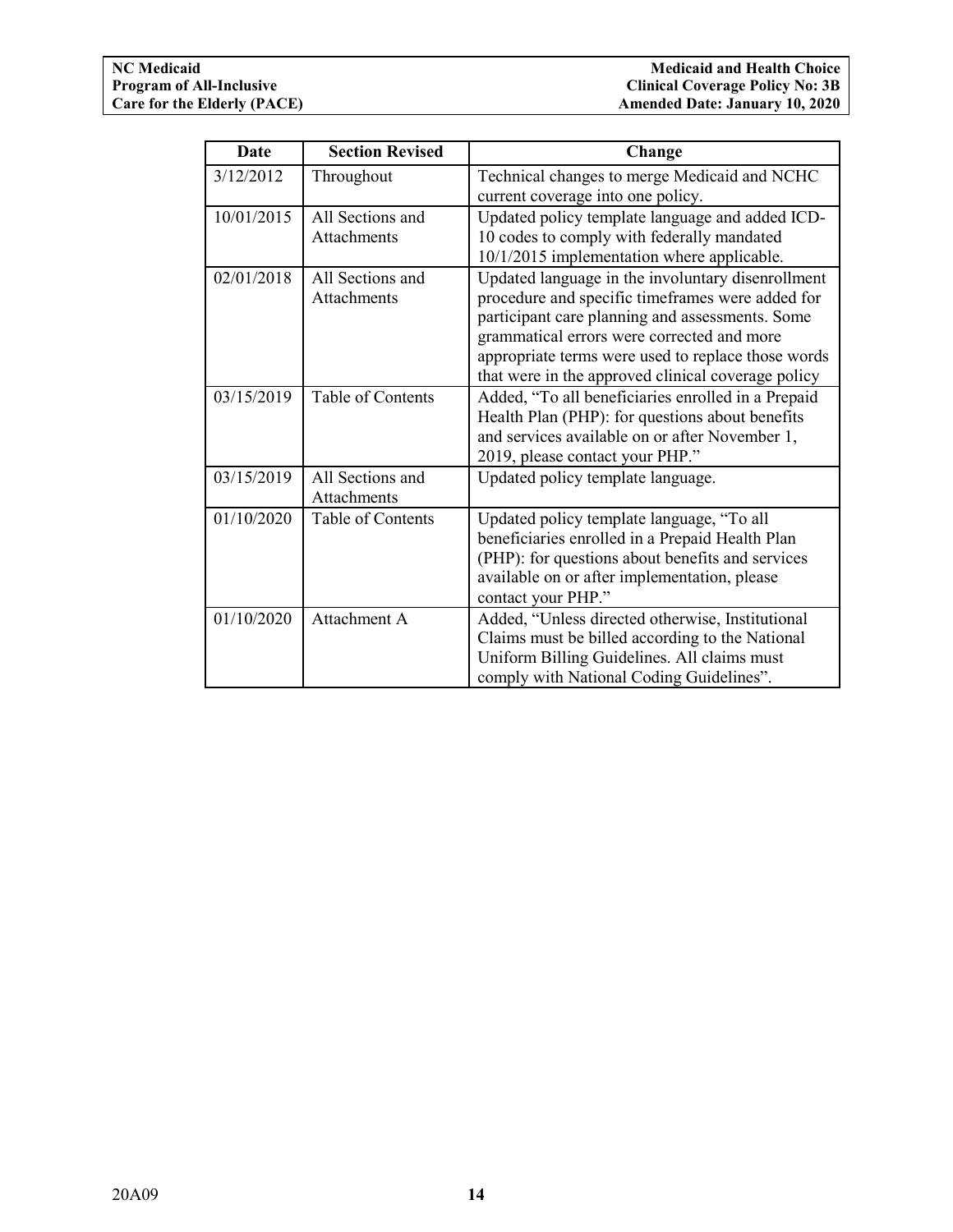| Date | Section Revised | Change |
| --- | --- | --- |
| 3/12/2012 | Throughout | Technical changes to merge Medicaid and NCHC current coverage into one policy. |
| 10/01/2015 | All Sections and Attachments | Updated policy template language and added ICD-10 codes to comply with federally mandated 10/1/2015 implementation where applicable. |
| 02/01/2018 | All Sections and Attachments | Updated language in the involuntary disenrollment procedure and specific timeframes were added for participant care planning and assessments. Some grammatical errors were corrected and more appropriate terms were used to replace those words that were in the approved clinical coverage policy |
| 03/15/2019 | Table of Contents | Added, "To all beneficiaries enrolled in a Prepaid Health Plan (PHP): for questions about benefits and services available on or after November 1, 2019, please contact your PHP." |
| 03/15/2019 | All Sections and Attachments | Updated policy template language. |
| 01/10/2020 | Table of Contents | Updated policy template language, "To all beneficiaries enrolled in a Prepaid Health Plan (PHP): for questions about benefits and services available on or after implementation, please contact your PHP." |
| 01/10/2020 | Attachment A | Added, "Unless directed otherwise, Institutional Claims must be billed according to the National Uniform Billing Guidelines. All claims must comply with National Coding Guidelines". |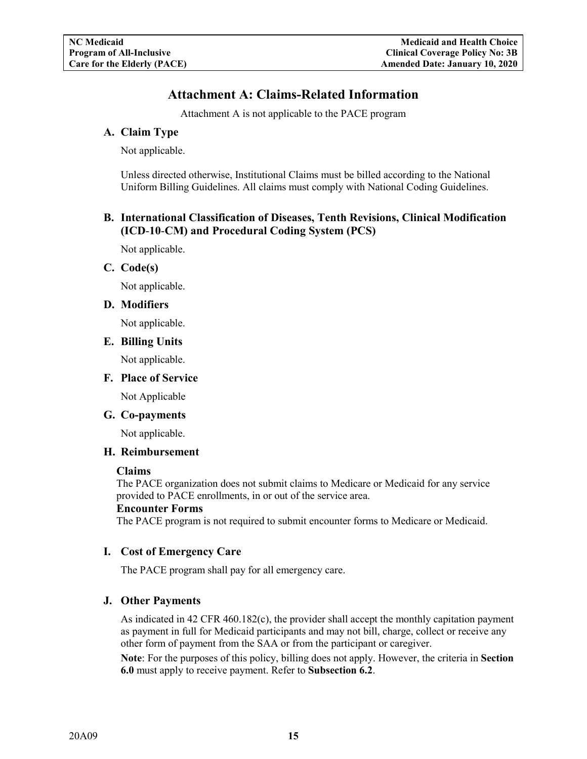# Attachment A: Claims-Related Information

Attachment A is not applicable to the PACE program

## A. Claim Type

Not applicable.

Unless directed otherwise, Institutional Claims must be billed according to the National Uniform Billing Guidelines. All claims must comply with National Coding Guidelines.

## B. International Classification of Diseases, Tenth Revisions, Clinical Modification (ICD-10-CM) and Procedural Coding System (PCS)

Not applicable.

## C. Code(s)

Not applicable.

## D. Modifiers

Not applicable.

## E. Billing Units

Not applicable.

## F. Place of Service

Not Applicable

## G. Co-payments

Not applicable.

## H. Reimbursement

**Claims**
The PACE organization does not submit claims to Medicare or Medicaid for any service provided to PACE enrollments, in or out of the service area.

**Encounter Forms**
The PACE program is not required to submit encounter forms to Medicare or Medicaid.

## I. Cost of Emergency Care

The PACE program shall pay for all emergency care.

## J. Other Payments

As indicated in 42 CFR 460.182(c), the provider shall accept the monthly capitation payment as payment in full for Medicaid participants and may not bill, charge, collect or receive any other form of payment from the SAA or from the participant or caregiver.

**Note**: For the purposes of this policy, billing does not apply. However, the criteria in **Section 6.0** must apply to receive payment. Refer to **Subsection 6.2**.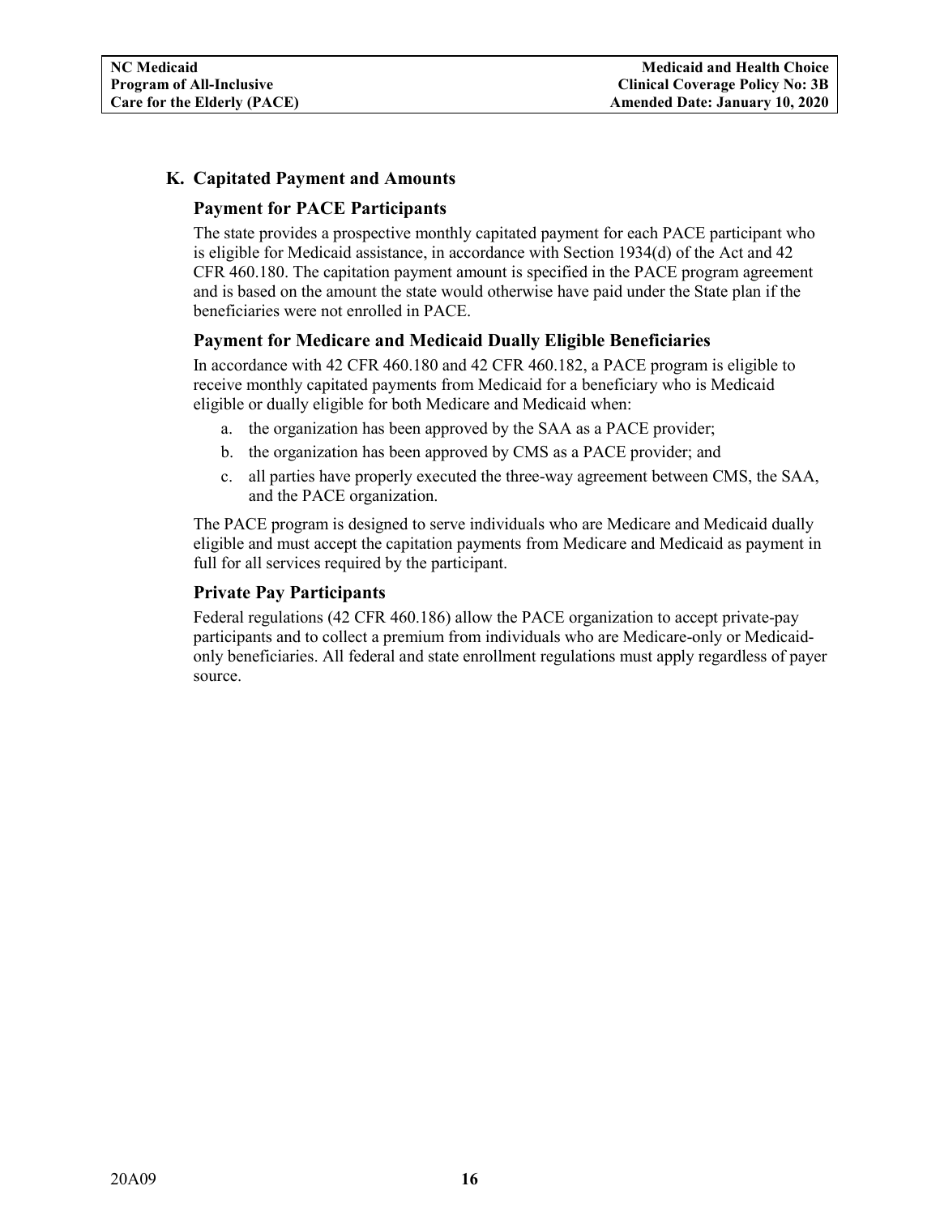## K. Capitated Payment and Amounts

### Payment for PACE Participants

The state provides a prospective monthly capitated payment for each PACE participant who is eligible for Medicaid assistance, in accordance with Section 1934(d) of the Act and 42 CFR 460.180. The capitation payment amount is specified in the PACE program agreement and is based on the amount the state would otherwise have paid under the State plan if the beneficiaries were not enrolled in PACE.

### Payment for Medicare and Medicaid Dually Eligible Beneficiaries

In accordance with 42 CFR 460.180 and 42 CFR 460.182, a PACE program is eligible to receive monthly capitated payments from Medicaid for a beneficiary who is Medicaid eligible or dually eligible for both Medicare and Medicaid when:

a. the organization has been approved by the SAA as a PACE provider;
b. the organization has been approved by CMS as a PACE provider; and
c. all parties have properly executed the three-way agreement between CMS, the SAA, and the PACE organization.

The PACE program is designed to serve individuals who are Medicare and Medicaid dually eligible and must accept the capitation payments from Medicare and Medicaid as payment in full for all services required by the participant.

### Private Pay Participants

Federal regulations (42 CFR 460.186) allow the PACE organization to accept private-pay participants and to collect a premium from individuals who are Medicare-only or Medicaid-only beneficiaries. All federal and state enrollment regulations must apply regardless of payer source.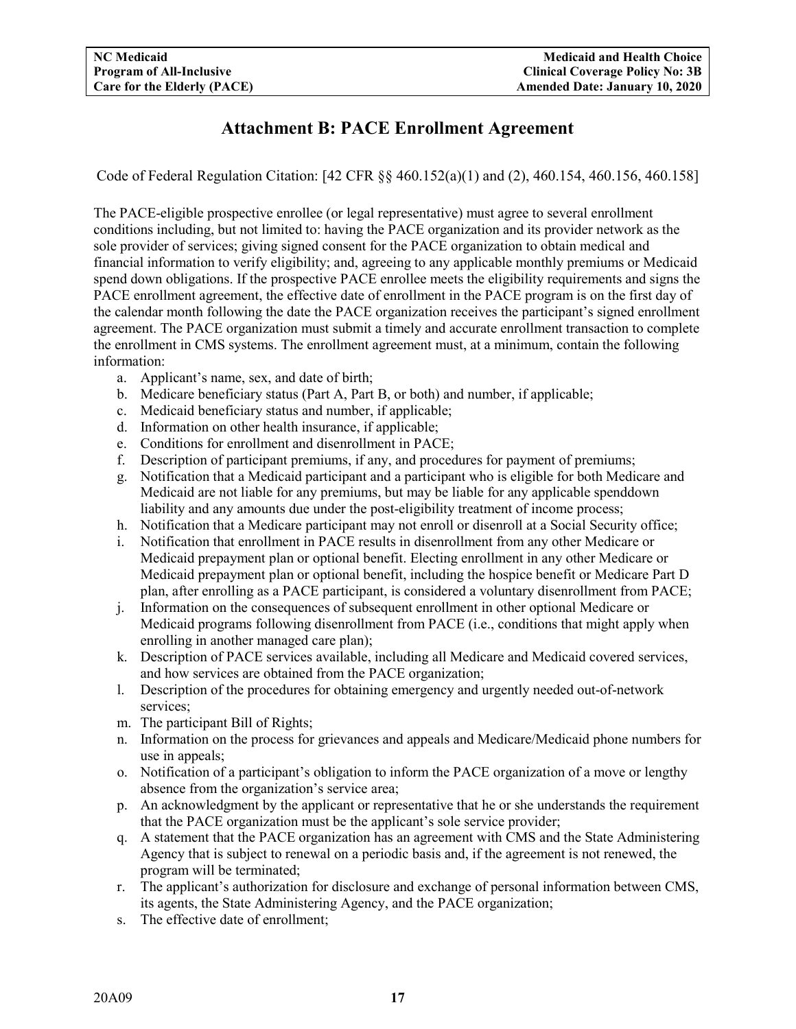## Attachment B: PACE Enrollment Agreement

Code of Federal Regulation Citation: [42 CFR §§ 460.152(a)(1) and (2), 460.154, 460.156, 460.158]

The PACE-eligible prospective enrollee (or legal representative) must agree to several enrollment conditions including, but not limited to: having the PACE organization and its provider network as the sole provider of services; giving signed consent for the PACE organization to obtain medical and financial information to verify eligibility; and, agreeing to any applicable monthly premiums or Medicaid spend down obligations. If the prospective PACE enrollee meets the eligibility requirements and signs the PACE enrollment agreement, the effective date of enrollment in the PACE program is on the first day of the calendar month following the date the PACE organization receives the participant's signed enrollment agreement. The PACE organization must submit a timely and accurate enrollment transaction to complete the enrollment in CMS systems. The enrollment agreement must, at a minimum, contain the following information:

a. Applicant's name, sex, and date of birth;
b. Medicare beneficiary status (Part A, Part B, or both) and number, if applicable;
c. Medicaid beneficiary status and number, if applicable;
d. Information on other health insurance, if applicable;
e. Conditions for enrollment and disenrollment in PACE;
f. Description of participant premiums, if any, and procedures for payment of premiums;
g. Notification that a Medicaid participant and a participant who is eligible for both Medicare and Medicaid are not liable for any premiums, but may be liable for any applicable spenddown liability and any amounts due under the post-eligibility treatment of income process;
h. Notification that a Medicare participant may not enroll or disenroll at a Social Security office;
i. Notification that enrollment in PACE results in disenrollment from any other Medicare or Medicaid prepayment plan or optional benefit. Electing enrollment in any other Medicare or Medicaid prepayment plan or optional benefit, including the hospice benefit or Medicare Part D plan, after enrolling as a PACE participant, is considered a voluntary disenrollment from PACE;
j. Information on the consequences of subsequent enrollment in other optional Medicare or Medicaid programs following disenrollment from PACE (i.e., conditions that might apply when enrolling in another managed care plan);
k. Description of PACE services available, including all Medicare and Medicaid covered services, and how services are obtained from the PACE organization;
l. Description of the procedures for obtaining emergency and urgently needed out-of-network services;
m. The participant Bill of Rights;
n. Information on the process for grievances and appeals and Medicare/Medicaid phone numbers for use in appeals;
o. Notification of a participant's obligation to inform the PACE organization of a move or lengthy absence from the organization's service area;
p. An acknowledgment by the applicant or representative that he or she understands the requirement that the PACE organization must be the applicant's sole service provider;
q. A statement that the PACE organization has an agreement with CMS and the State Administering Agency that is subject to renewal on a periodic basis and, if the agreement is not renewed, the program will be terminated;
r. The applicant's authorization for disclosure and exchange of personal information between CMS, its agents, the State Administering Agency, and the PACE organization;
s. The effective date of enrollment;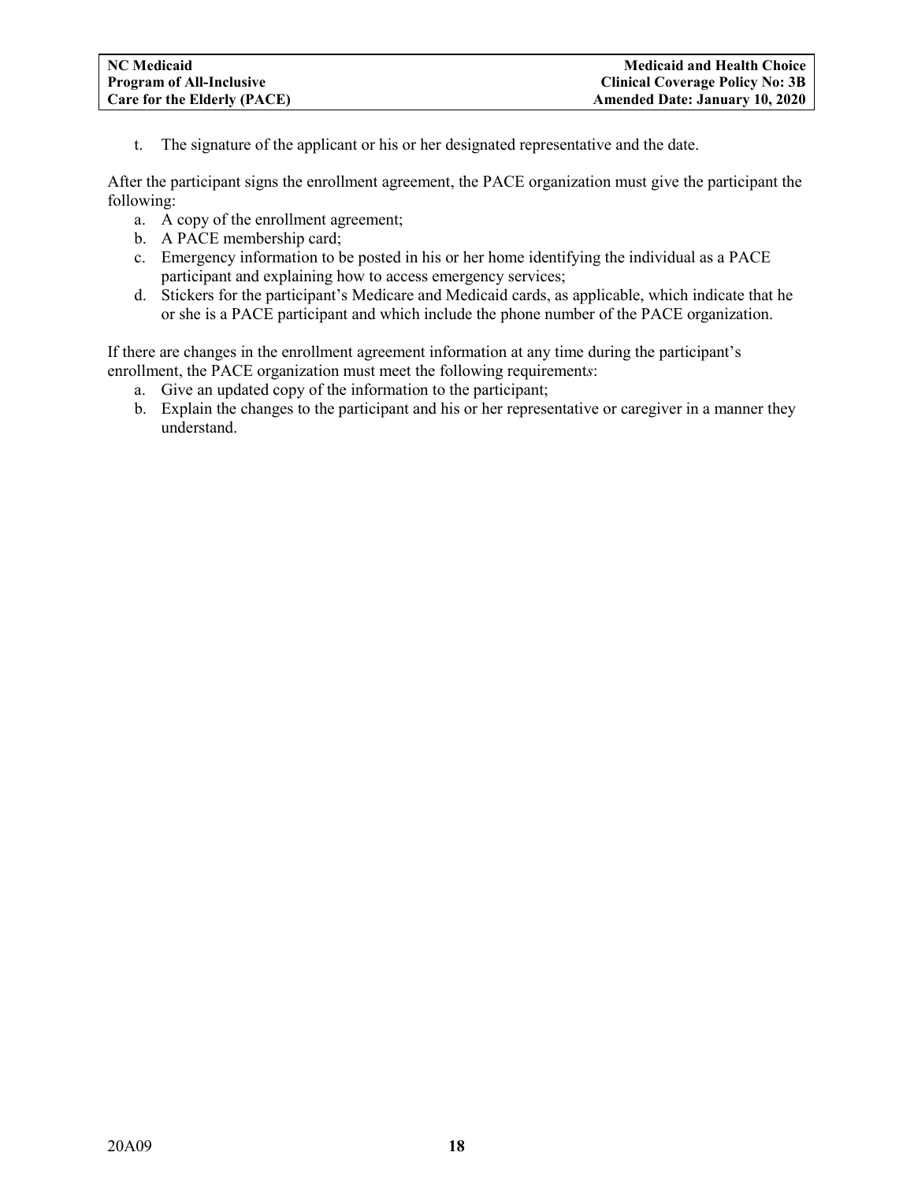t. The signature of the applicant or his or her designated representative and the date.

After the participant signs the enrollment agreement, the PACE organization must give the participant the following:

a. A copy of the enrollment agreement;
b. A PACE membership card;
c. Emergency information to be posted in his or her home identifying the individual as a PACE participant and explaining how to access emergency services;
d. Stickers for the participant's Medicare and Medicaid cards, as applicable, which indicate that he or she is a PACE participant and which include the phone number of the PACE organization.

If there are changes in the enrollment agreement information at any time during the participant's enrollment, the PACE organization must meet the following requirement*s*:

a. Give an updated copy of the information to the participant;
b. Explain the changes to the participant and his or her representative or caregiver in a manner they understand.